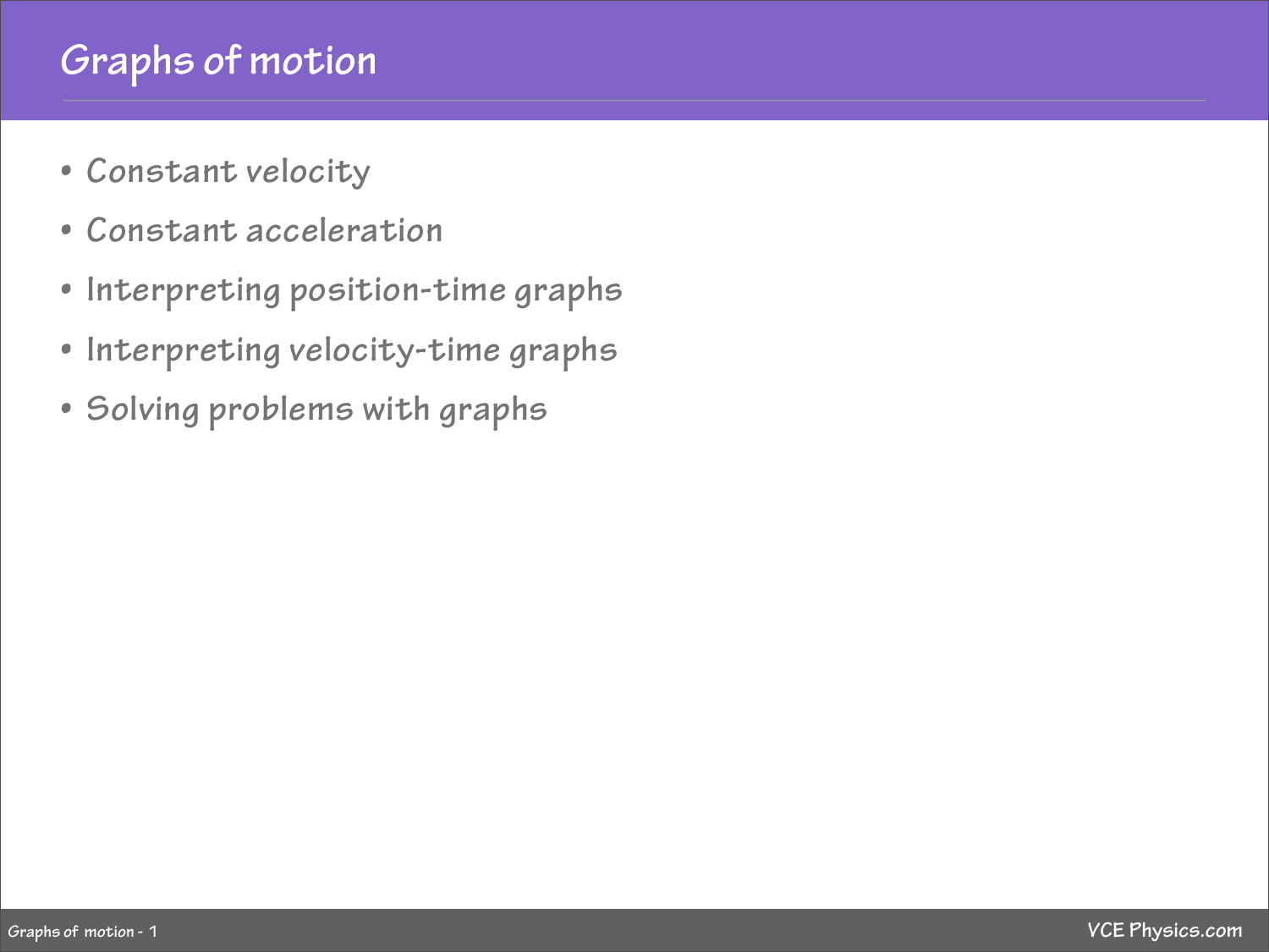# Graphs of motion

- Constant velocity
- Constant acceleration
- Interpreting position-time graphs
- Interpreting velocity-time graphs
- Solving problems with graphs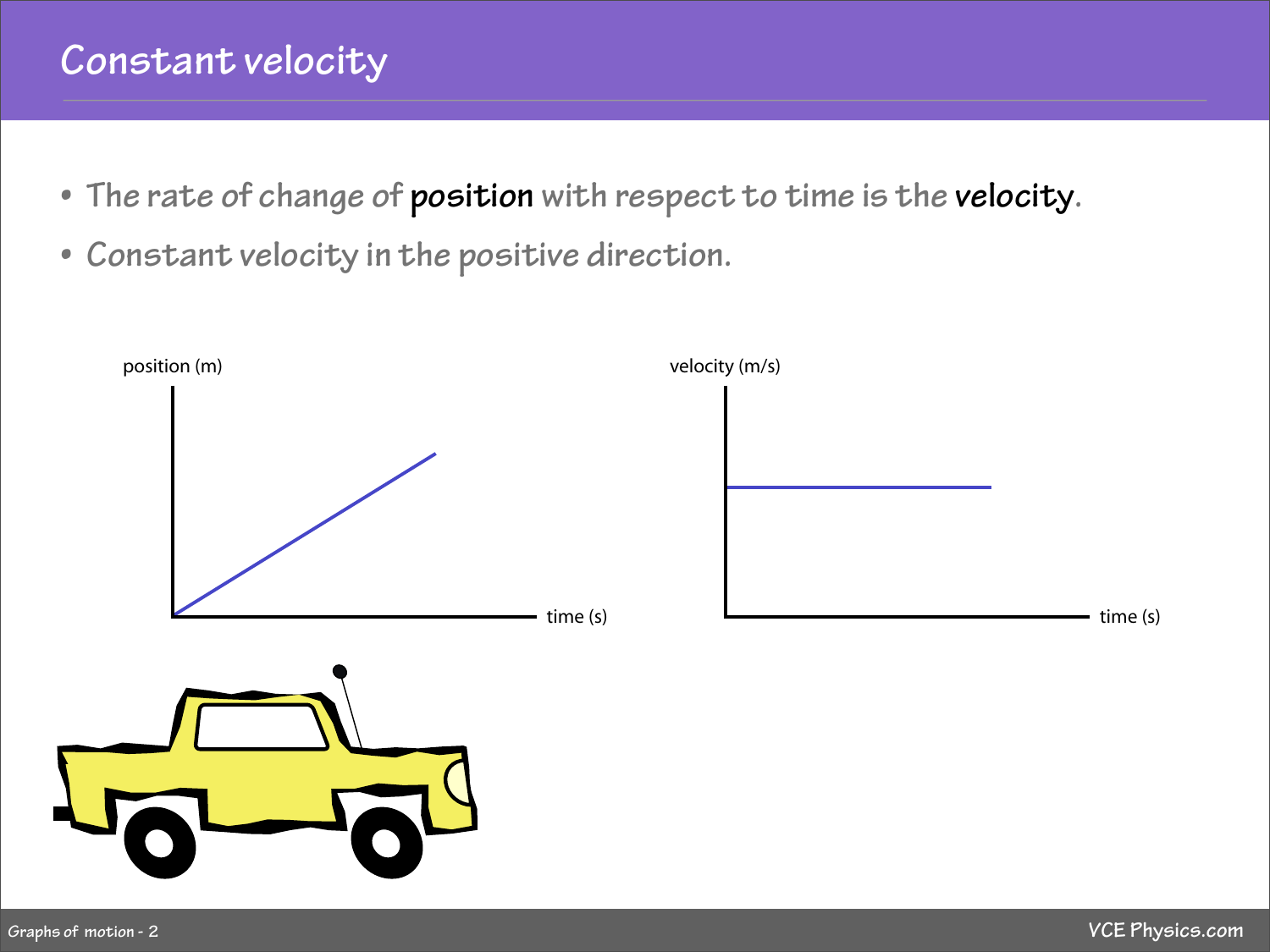# Constant velocity

- The rate of change of **position** with respect to time is the **velocity**.
- Constant velocity in the positive direction.

position (m)

time (s)

velocity (m/s)

time (s)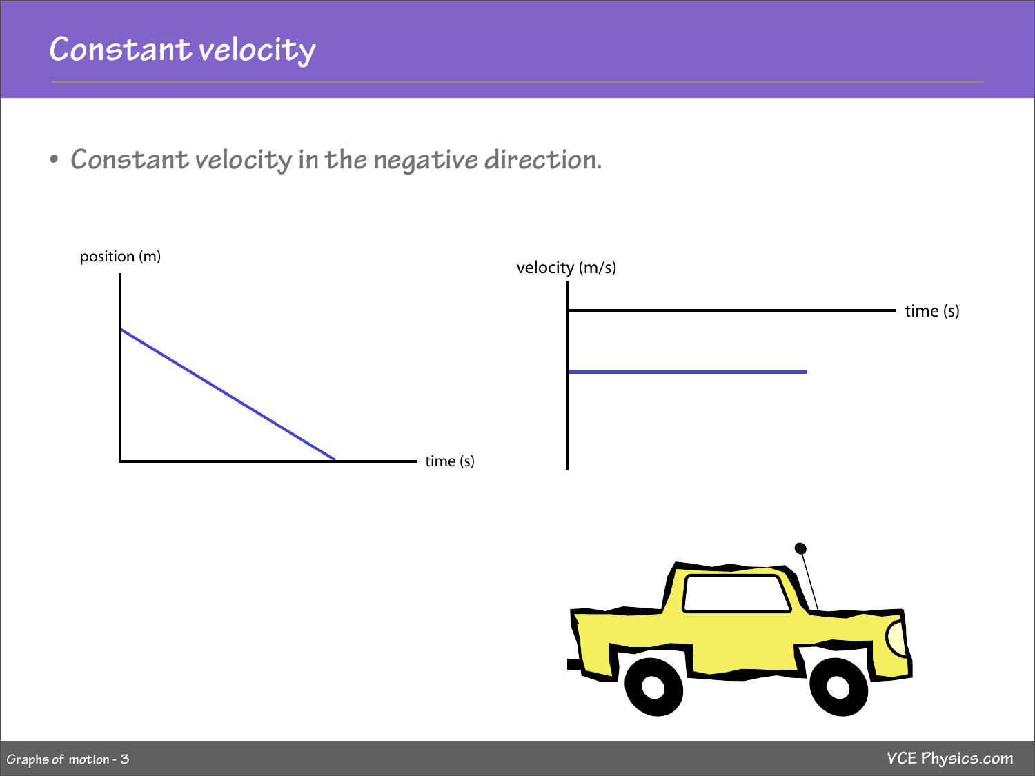# Constant velocity

- Constant velocity in the negative direction.

position (m)

time (s)

velocity (m/s)

time (s)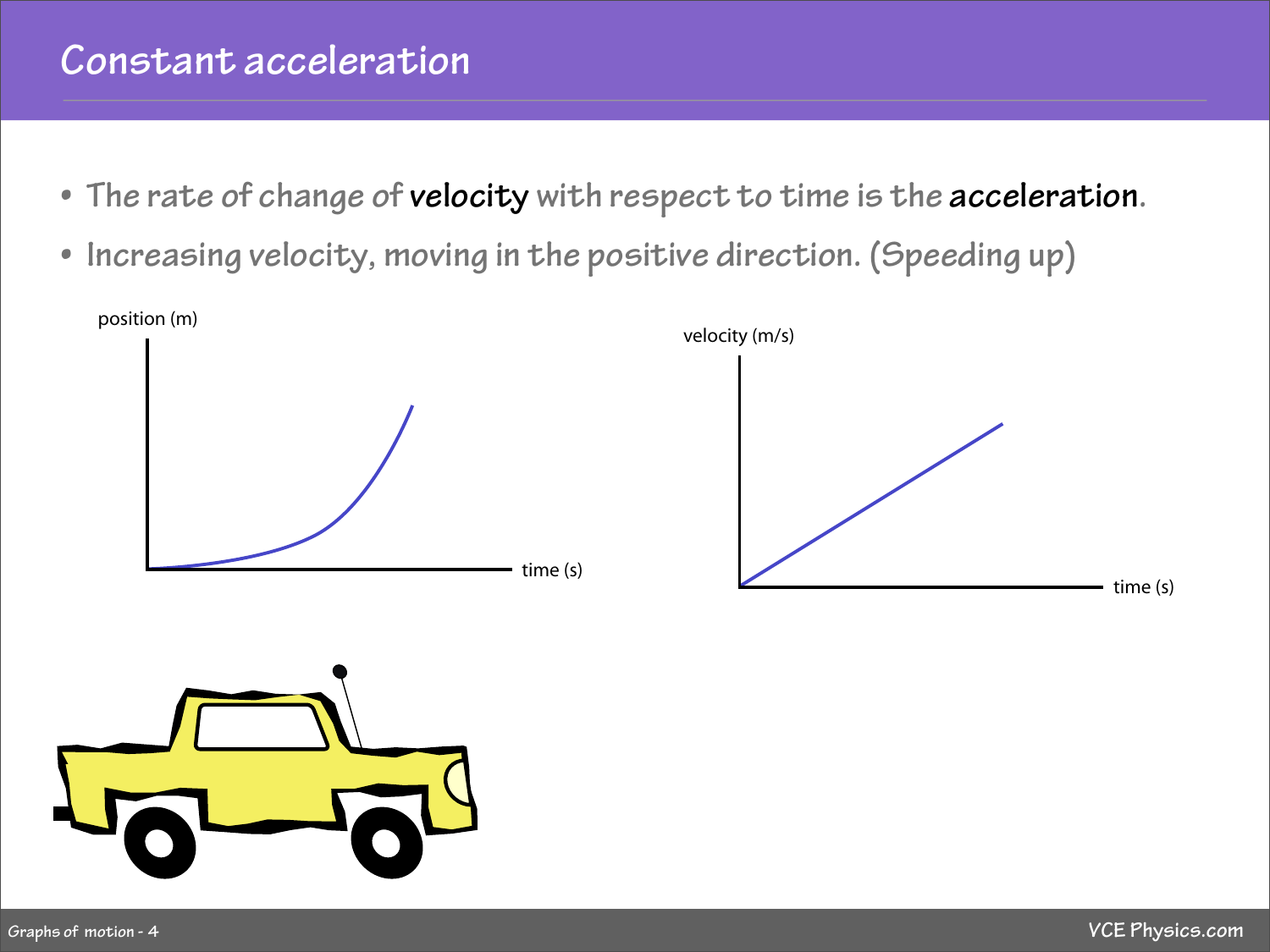# Constant acceleration

- The rate of change of **velocity** with respect to time is the **acceleration**.
- Increasing velocity, moving in the positive direction. (Speeding up)

position (m)

time (s)

velocity (m/s)

time (s)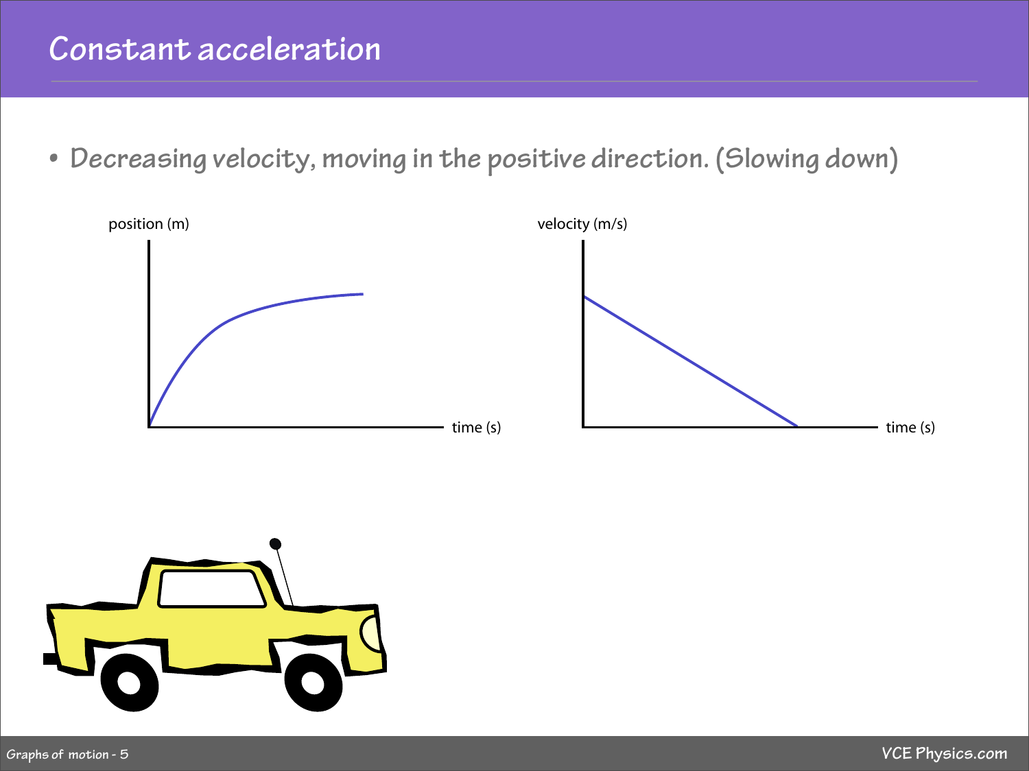# Constant acceleration

- Decreasing velocity, moving in the positive direction. (Slowing down)

position (m)

time (s)

velocity (m/s)

time (s)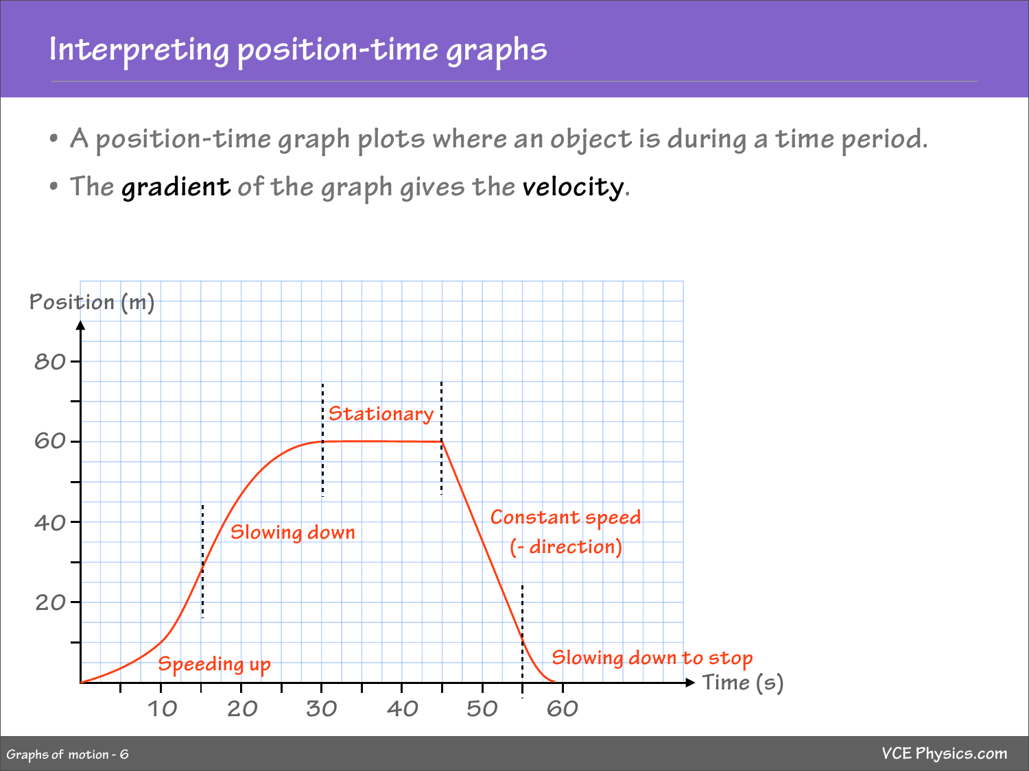# Interpreting position-time graphs

- A position-time graph plots where an object is during a time period.
- The **gradient** of the graph gives the **velocity**.

Position (m)

80

60

40

20

Time (s)

10 20 30 40 50 60

Speeding up

Slowing down

Stationary

Constant speed (- direction)

Slowing down to stop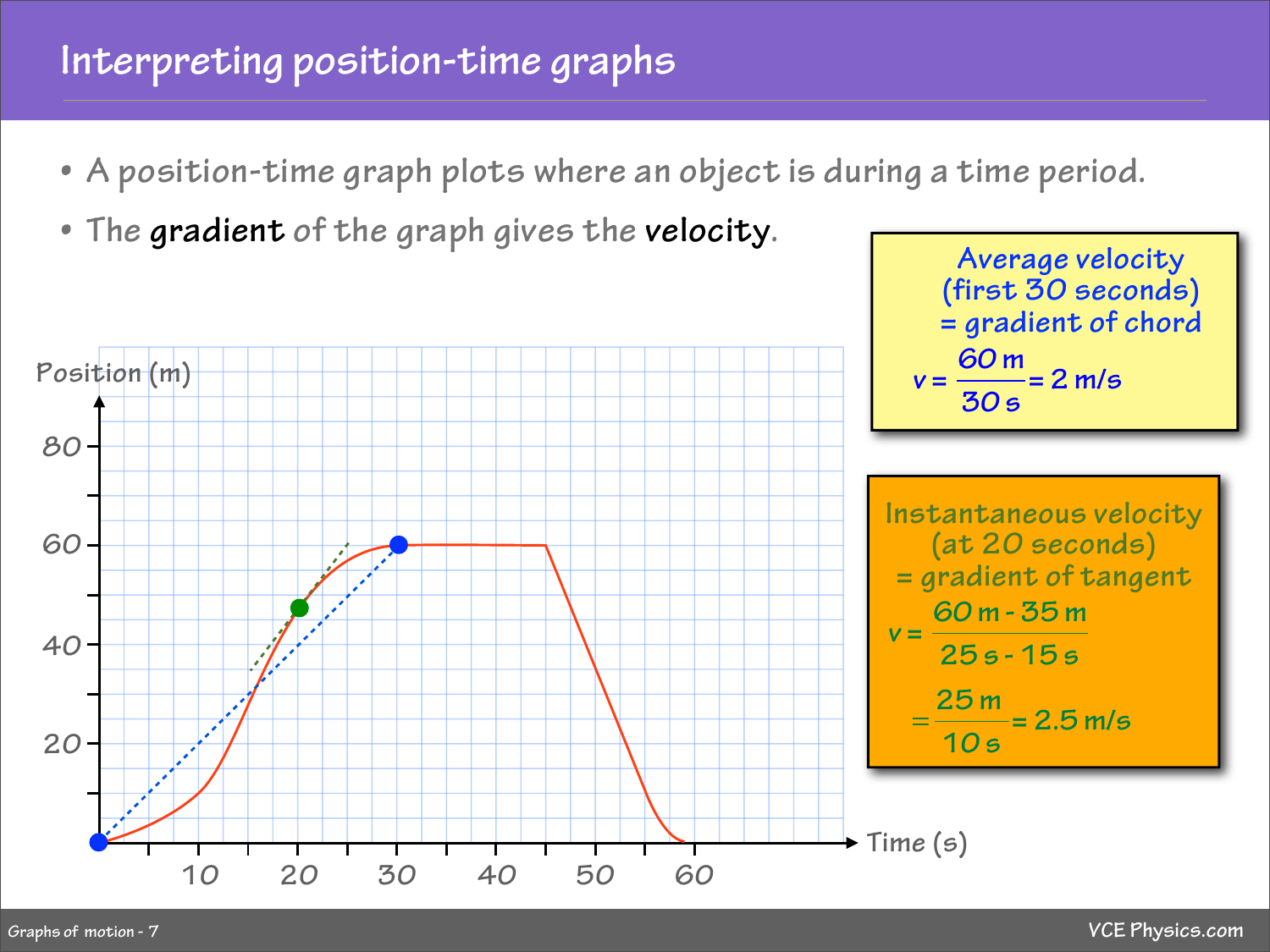# Interpreting position-time graphs

- A position-time graph plots where an object is during a time period.
- The **gradient** of the graph gives the **velocity**.

Position (m)

80

60

40

20

10 20 30 40 50 60

Time (s)

Average velocity (first 30 seconds) = gradient of chord

$$v = \frac{60\text{ m}}{30\text{ s}} = 2\text{ m/s}$$

Instantaneous velocity (at 20 seconds) = gradient of tangent

$$v = \frac{60\text{ m} - 35\text{ m}}{25\text{ s} - 15\text{ s}}$$

$$= \frac{25\text{ m}}{10\text{ s}} = 2.5\text{ m/s}$$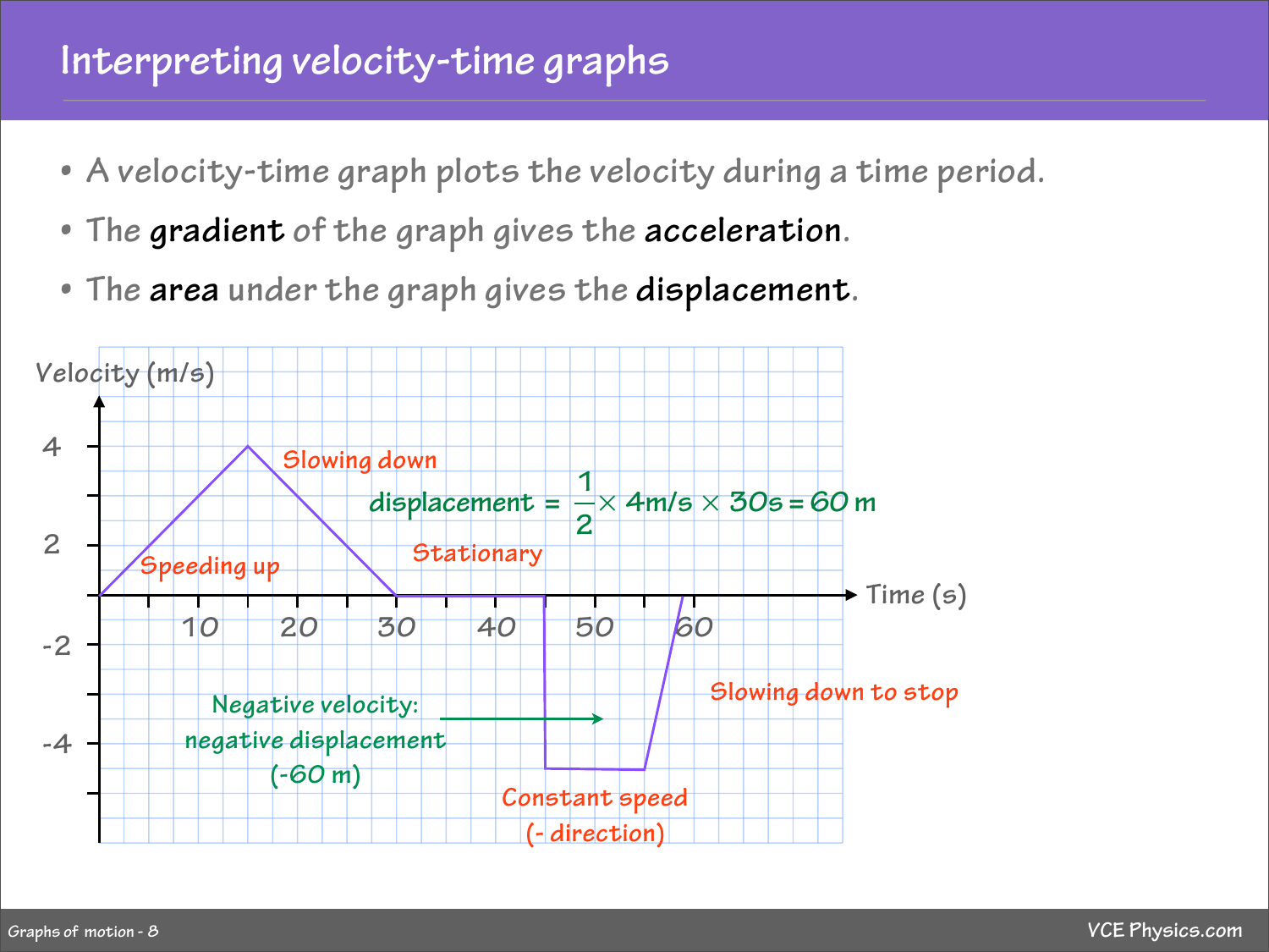# Interpreting velocity-time graphs

- A velocity-time graph plots the velocity during a time period.
- The **gradient** of the graph gives the **acceleration**.
- The **area** under the graph gives the **displacement**.

Velocity (m/s)

Time (s)

Speeding up

Slowing down

$$\text{displacement} = \frac{1}{2} \times 4\text{m/s} \times 30\text{s} = 60\text{ m}$$

Stationary

Negative velocity: negative displacement (-60 m)

Constant speed (- direction)

Slowing down to stop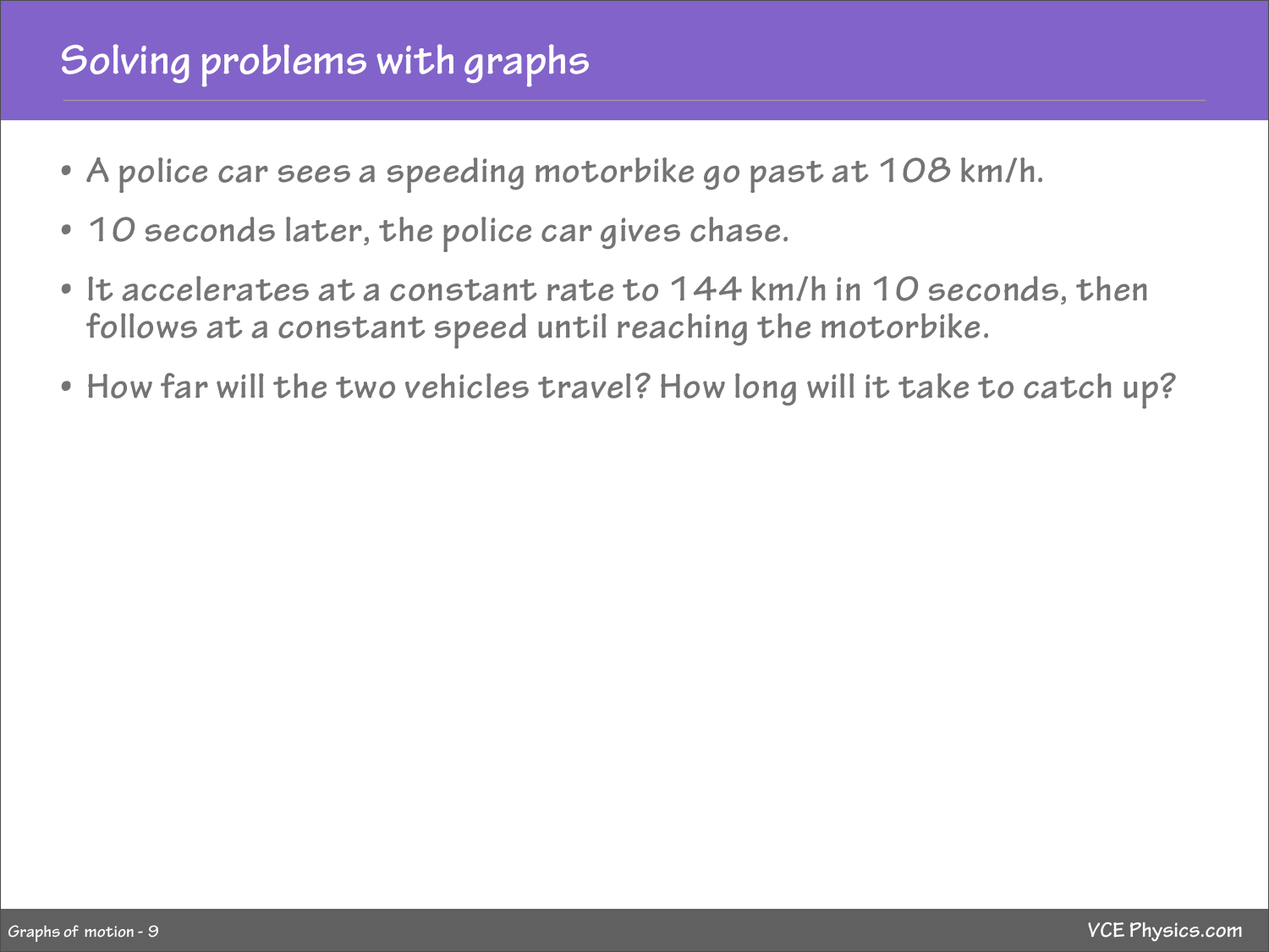# Solving problems with graphs

- A police car sees a speeding motorbike go past at 108 km/h.
- 10 seconds later, the police car gives chase.
- It accelerates at a constant rate to 144 km/h in 10 seconds, then follows at a constant speed until reaching the motorbike.
- How far will the two vehicles travel? How long will it take to catch up?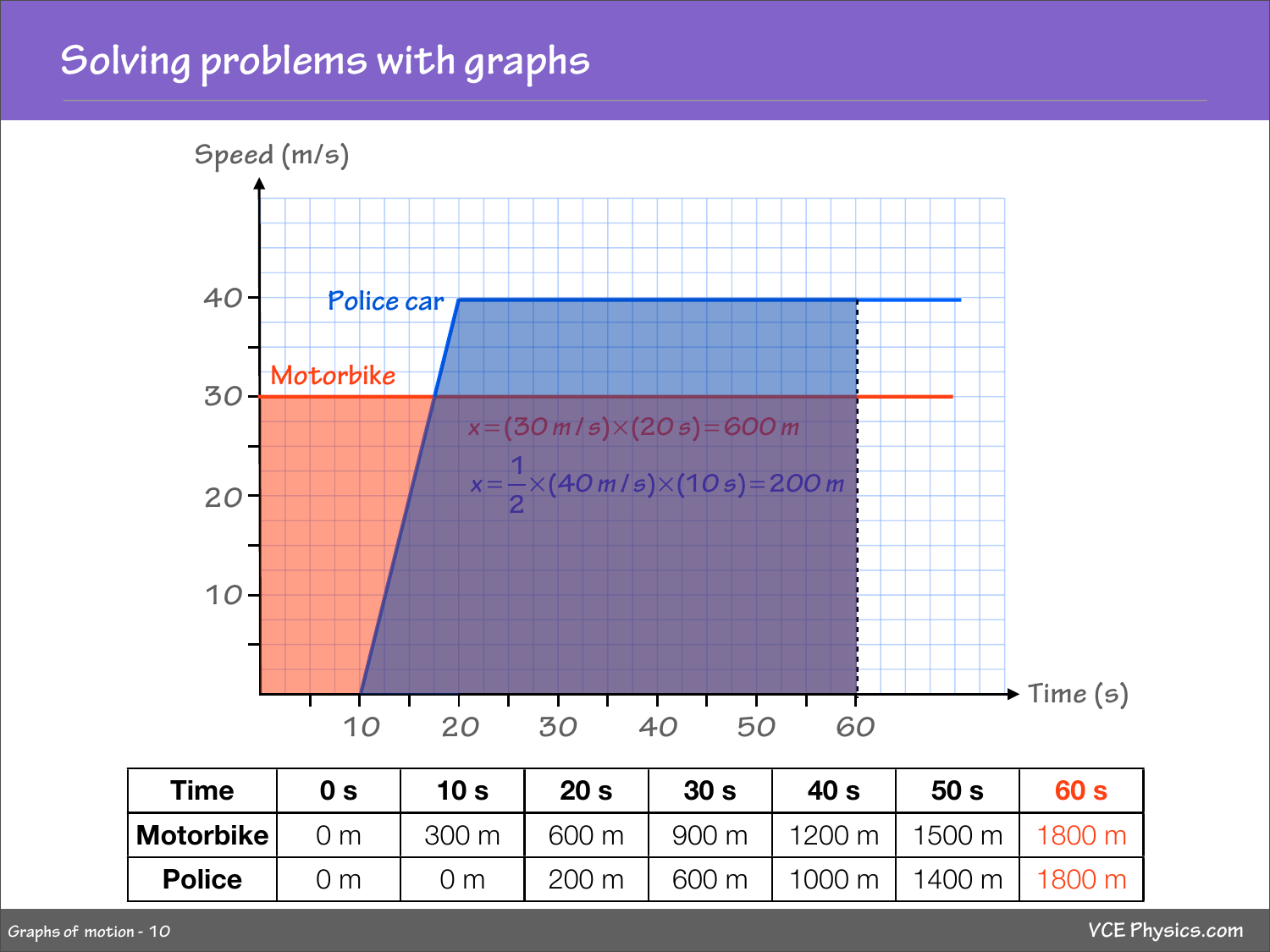# Solving problems with graphs

Speed (m/s)

40

30

20

10

Police car

Motorbike

$x = (30\,m/s) \times (20\,s) = 600\,m$

$x = \frac{1}{2} \times (40\,m/s) \times (10\,s) = 200\,m$

10 20 30 40 50 60

Time (s)

| Time | 0 s | 10 s | 20 s | 30 s | 40 s | 50 s | 60 s |
|---|---|---|---|---|---|---|---|
| Motorbike | 0 m | 300 m | 600 m | 900 m | 1200 m | 1500 m | 1800 m |
| Police | 0 m | 0 m | 200 m | 600 m | 1000 m | 1400 m | 1800 m |